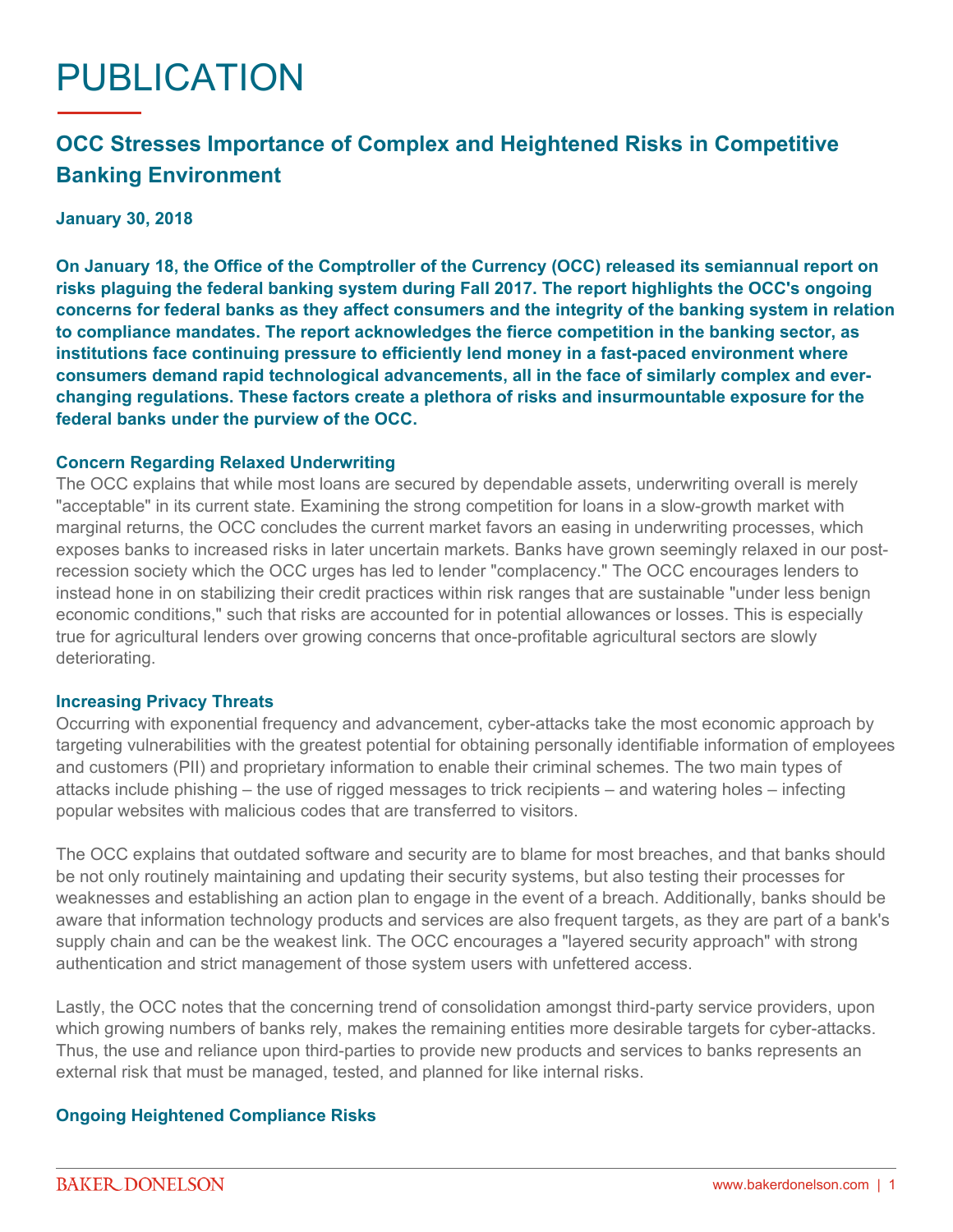# PUBLICATION

## OCC Stresses Importance of Complex and Heightened Risks in Competitive Banking Environment

**January 30, 2018**

**On January 18, the Office of the Comptroller of the Currency (OCC) released its semiannual report on risks plaguing the federal banking system during Fall 2017. The report highlights the OCC's ongoing concerns for federal banks as they affect consumers and the integrity of the banking system in relation to compliance mandates. The report acknowledges the fierce competition in the banking sector, as institutions face continuing pressure to efficiently lend money in a fast-paced environment where consumers demand rapid technological advancements, all in the face of similarly complex and ever-changing regulations. These factors create a plethora of risks and insurmountable exposure for the federal banks under the purview of the OCC.**

### Concern Regarding Relaxed Underwriting

The OCC explains that while most loans are secured by dependable assets, underwriting overall is merely "acceptable" in its current state. Examining the strong competition for loans in a slow-growth market with marginal returns, the OCC concludes the current market favors an easing in underwriting processes, which exposes banks to increased risks in later uncertain markets. Banks have grown seemingly relaxed in our post-recession society which the OCC urges has led to lender "complacency." The OCC encourages lenders to instead hone in on stabilizing their credit practices within risk ranges that are sustainable "under less benign economic conditions," such that risks are accounted for in potential allowances or losses. This is especially true for agricultural lenders over growing concerns that once-profitable agricultural sectors are slowly deteriorating.

### Increasing Privacy Threats

Occurring with exponential frequency and advancement, cyber-attacks take the most economic approach by targeting vulnerabilities with the greatest potential for obtaining personally identifiable information of employees and customers (PII) and proprietary information to enable their criminal schemes. The two main types of attacks include phishing – the use of rigged messages to trick recipients – and watering holes – infecting popular websites with malicious codes that are transferred to visitors.

The OCC explains that outdated software and security are to blame for most breaches, and that banks should be not only routinely maintaining and updating their security systems, but also testing their processes for weaknesses and establishing an action plan to engage in the event of a breach. Additionally, banks should be aware that information technology products and services are also frequent targets, as they are part of a bank's supply chain and can be the weakest link. The OCC encourages a "layered security approach" with strong authentication and strict management of those system users with unfettered access.

Lastly, the OCC notes that the concerning trend of consolidation amongst third-party service providers, upon which growing numbers of banks rely, makes the remaining entities more desirable targets for cyber-attacks. Thus, the use and reliance upon third-parties to provide new products and services to banks represents an external risk that must be managed, tested, and planned for like internal risks.

### Ongoing Heightened Compliance Risks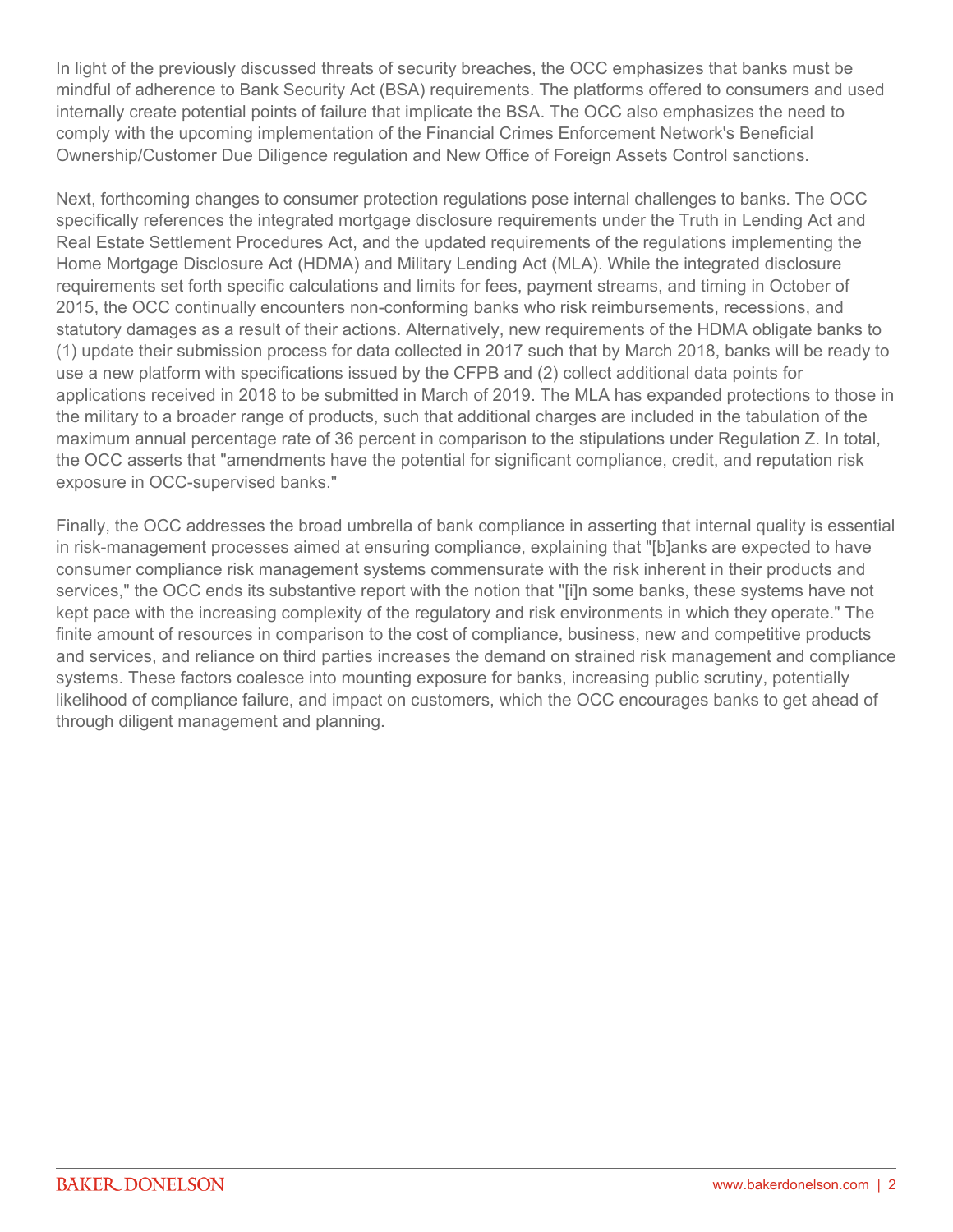In light of the previously discussed threats of security breaches, the OCC emphasizes that banks must be mindful of adherence to Bank Security Act (BSA) requirements. The platforms offered to consumers and used internally create potential points of failure that implicate the BSA. The OCC also emphasizes the need to comply with the upcoming implementation of the Financial Crimes Enforcement Network's Beneficial Ownership/Customer Due Diligence regulation and New Office of Foreign Assets Control sanctions.

Next, forthcoming changes to consumer protection regulations pose internal challenges to banks. The OCC specifically references the integrated mortgage disclosure requirements under the Truth in Lending Act and Real Estate Settlement Procedures Act, and the updated requirements of the regulations implementing the Home Mortgage Disclosure Act (HDMA) and Military Lending Act (MLA). While the integrated disclosure requirements set forth specific calculations and limits for fees, payment streams, and timing in October of 2015, the OCC continually encounters non-conforming banks who risk reimbursements, recessions, and statutory damages as a result of their actions. Alternatively, new requirements of the HDMA obligate banks to (1) update their submission process for data collected in 2017 such that by March 2018, banks will be ready to use a new platform with specifications issued by the CFPB and (2) collect additional data points for applications received in 2018 to be submitted in March of 2019. The MLA has expanded protections to those in the military to a broader range of products, such that additional charges are included in the tabulation of the maximum annual percentage rate of 36 percent in comparison to the stipulations under Regulation Z. In total, the OCC asserts that "amendments have the potential for significant compliance, credit, and reputation risk exposure in OCC-supervised banks."

Finally, the OCC addresses the broad umbrella of bank compliance in asserting that internal quality is essential in risk-management processes aimed at ensuring compliance, explaining that "[b]anks are expected to have consumer compliance risk management systems commensurate with the risk inherent in their products and services," the OCC ends its substantive report with the notion that "[i]n some banks, these systems have not kept pace with the increasing complexity of the regulatory and risk environments in which they operate." The finite amount of resources in comparison to the cost of compliance, business, new and competitive products and services, and reliance on third parties increases the demand on strained risk management and compliance systems. These factors coalesce into mounting exposure for banks, increasing public scrutiny, potentially likelihood of compliance failure, and impact on customers, which the OCC encourages banks to get ahead of through diligent management and planning.